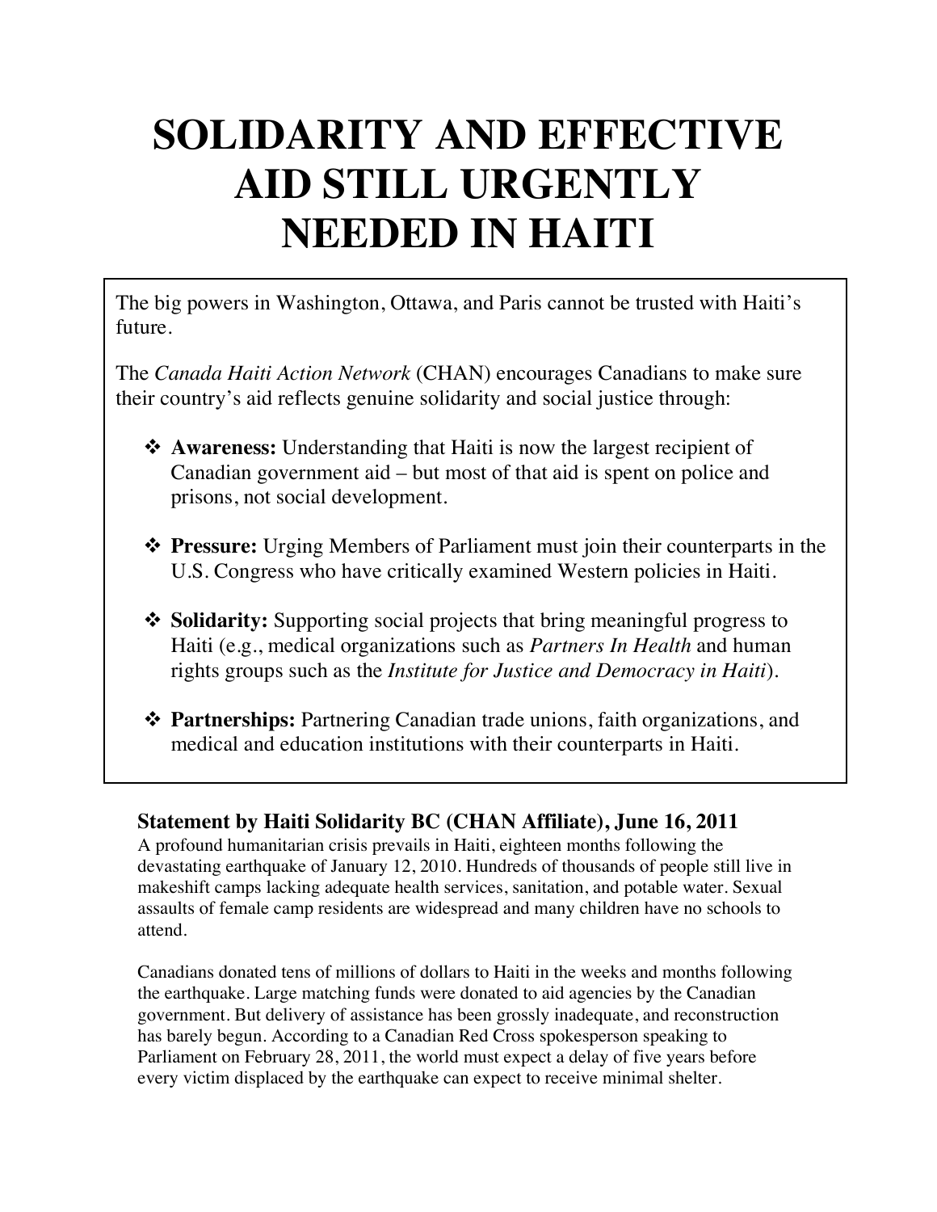# SOLIDARITY AND EFFECTIVE AID STILL URGENTLY NEEDED IN HAITI

The big powers in Washington, Ottawa, and Paris cannot be trusted with Haiti's future.

The *Canada Haiti Action Network* (CHAN) encourages Canadians to make sure their country's aid reflects genuine solidarity and social justice through:

- **Awareness:** Understanding that Haiti is now the largest recipient of Canadian government aid – but most of that aid is spent on police and prisons, not social development.
- **Pressure:** Urging Members of Parliament must join their counterparts in the U.S. Congress who have critically examined Western policies in Haiti.
- **Solidarity:** Supporting social projects that bring meaningful progress to Haiti (e.g., medical organizations such as *Partners In Health* and human rights groups such as the *Institute for Justice and Democracy in Haiti*).
- **Partnerships:** Partnering Canadian trade unions, faith organizations, and medical and education institutions with their counterparts in Haiti.

### Statement by Haiti Solidarity BC (CHAN Affiliate), June 16, 2011

A profound humanitarian crisis prevails in Haiti, eighteen months following the devastating earthquake of January 12, 2010. Hundreds of thousands of people still live in makeshift camps lacking adequate health services, sanitation, and potable water. Sexual assaults of female camp residents are widespread and many children have no schools to attend.

Canadians donated tens of millions of dollars to Haiti in the weeks and months following the earthquake. Large matching funds were donated to aid agencies by the Canadian government. But delivery of assistance has been grossly inadequate, and reconstruction has barely begun. According to a Canadian Red Cross spokesperson speaking to Parliament on February 28, 2011, the world must expect a delay of five years before every victim displaced by the earthquake can expect to receive minimal shelter.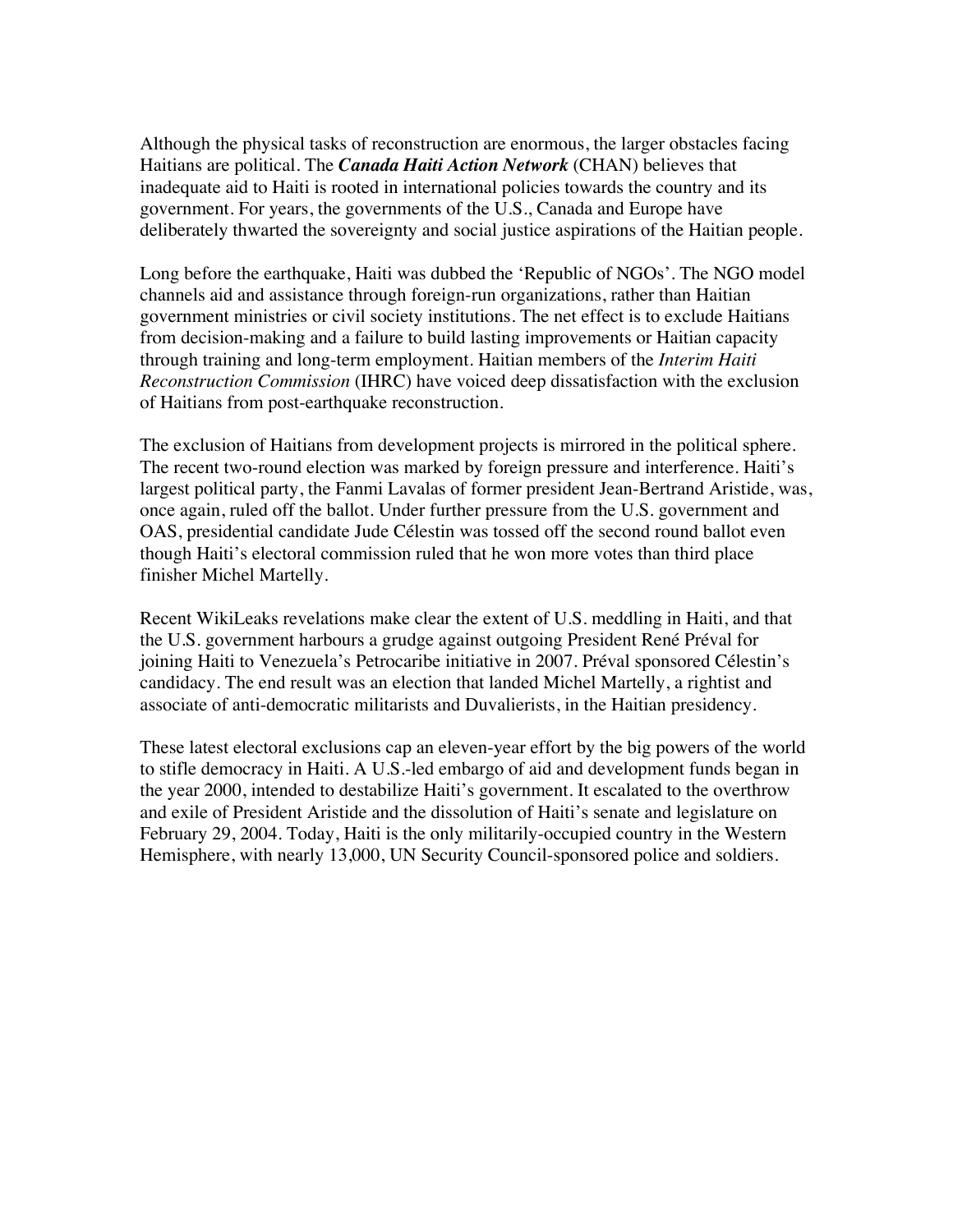Although the physical tasks of reconstruction are enormous, the larger obstacles facing Haitians are political. The ***Canada Haiti Action Network*** (CHAN) believes that inadequate aid to Haiti is rooted in international policies towards the country and its government. For years, the governments of the U.S., Canada and Europe have deliberately thwarted the sovereignty and social justice aspirations of the Haitian people.

Long before the earthquake, Haiti was dubbed the 'Republic of NGOs'. The NGO model channels aid and assistance through foreign-run organizations, rather than Haitian government ministries or civil society institutions. The net effect is to exclude Haitians from decision-making and a failure to build lasting improvements or Haitian capacity through training and long-term employment. Haitian members of the *Interim Haiti Reconstruction Commission* (IHRC) have voiced deep dissatisfaction with the exclusion of Haitians from post-earthquake reconstruction.

The exclusion of Haitians from development projects is mirrored in the political sphere. The recent two-round election was marked by foreign pressure and interference. Haiti's largest political party, the Fanmi Lavalas of former president Jean-Bertrand Aristide, was, once again, ruled off the ballot. Under further pressure from the U.S. government and OAS, presidential candidate Jude Célestin was tossed off the second round ballot even though Haiti's electoral commission ruled that he won more votes than third place finisher Michel Martelly.

Recent WikiLeaks revelations make clear the extent of U.S. meddling in Haiti, and that the U.S. government harbours a grudge against outgoing President René Préval for joining Haiti to Venezuela's Petrocaribe initiative in 2007. Préval sponsored Célestin's candidacy. The end result was an election that landed Michel Martelly, a rightist and associate of anti-democratic militarists and Duvalierists, in the Haitian presidency.

These latest electoral exclusions cap an eleven-year effort by the big powers of the world to stifle democracy in Haiti. A U.S.-led embargo of aid and development funds began in the year 2000, intended to destabilize Haiti's government. It escalated to the overthrow and exile of President Aristide and the dissolution of Haiti's senate and legislature on February 29, 2004. Today, Haiti is the only militarily-occupied country in the Western Hemisphere, with nearly 13,000, UN Security Council-sponsored police and soldiers.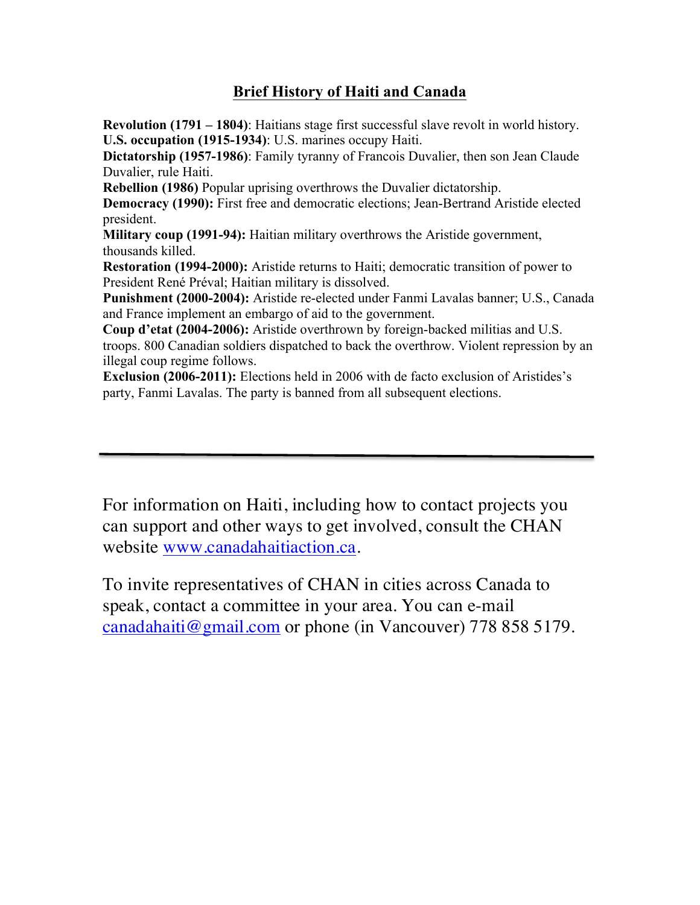## Brief History of Haiti and Canada

**Revolution (1791 – 1804)**: Haitians stage first successful slave revolt in world history.
**U.S. occupation (1915-1934)**: U.S. marines occupy Haiti.
**Dictatorship (1957-1986)**: Family tyranny of Francois Duvalier, then son Jean Claude Duvalier, rule Haiti.
**Rebellion (1986)** Popular uprising overthrows the Duvalier dictatorship.
**Democracy (1990):** First free and democratic elections; Jean-Bertrand Aristide elected president.
**Military coup (1991-94):** Haitian military overthrows the Aristide government, thousands killed.
**Restoration (1994-2000):** Aristide returns to Haiti; democratic transition of power to President René Préval; Haitian military is dissolved.
**Punishment (2000-2004):** Aristide re-elected under Fanmi Lavalas banner; U.S., Canada and France implement an embargo of aid to the government.
**Coup d'etat (2004-2006):** Aristide overthrown by foreign-backed militias and U.S. troops. 800 Canadian soldiers dispatched to back the overthrow. Violent repression by an illegal coup regime follows.
**Exclusion (2006-2011):** Elections held in 2006 with de facto exclusion of Aristides's party, Fanmi Lavalas. The party is banned from all subsequent elections.

---

For information on Haiti, including how to contact projects you can support and other ways to get involved, consult the CHAN website www.canadahaitiaction.ca.

To invite representatives of CHAN in cities across Canada to speak, contact a committee in your area. You can e-mail canadahaiti@gmail.com or phone (in Vancouver) 778 858 5179.